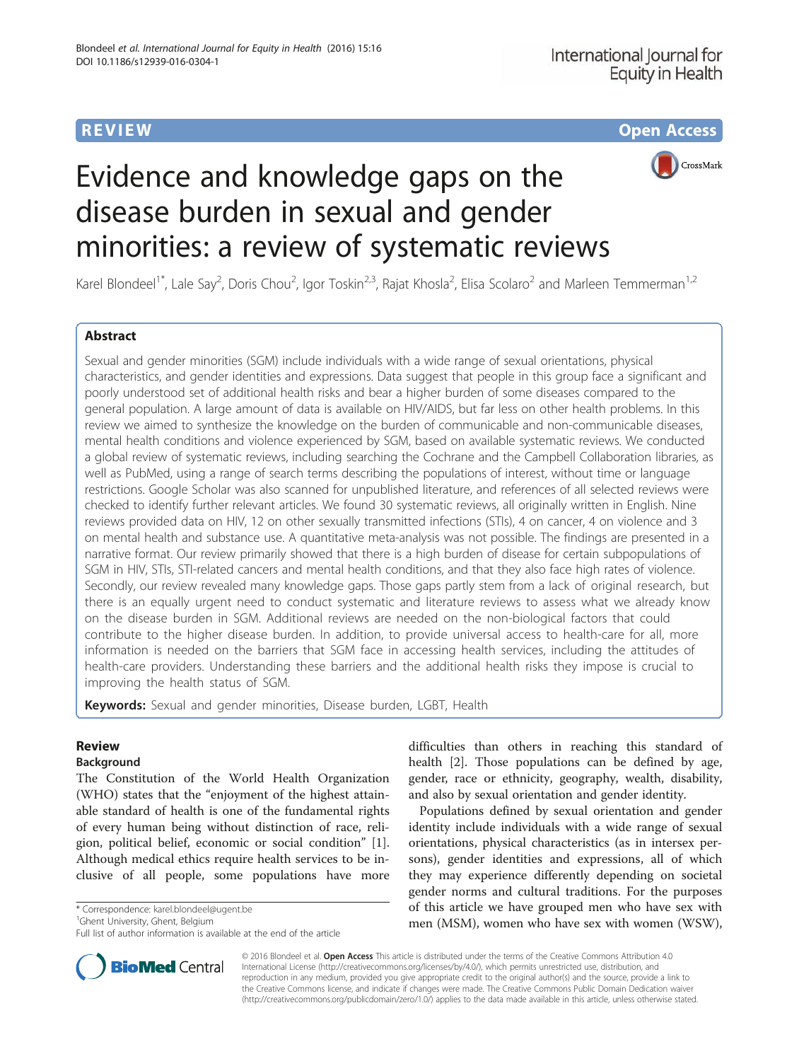REVIEW Open Access

# Evidence and knowledge gaps on the disease burden in sexual and gender minorities: a review of systematic reviews

Karel Blondeel[1*], Lale Say[2], Doris Chou[2], Igor Toskin[2,3], Rajat Khosla[2], Elisa Scolaro[2] and Marleen Temmerman[1,2]

## Abstract

Sexual and gender minorities (SGM) include individuals with a wide range of sexual orientations, physical characteristics, and gender identities and expressions. Data suggest that people in this group face a significant and poorly understood set of additional health risks and bear a higher burden of some diseases compared to the general population. A large amount of data is available on HIV/AIDS, but far less on other health problems. In this review we aimed to synthesize the knowledge on the burden of communicable and non-communicable diseases, mental health conditions and violence experienced by SGM, based on available systematic reviews. We conducted a global review of systematic reviews, including searching the Cochrane and the Campbell Collaboration libraries, as well as PubMed, using a range of search terms describing the populations of interest, without time or language restrictions. Google Scholar was also scanned for unpublished literature, and references of all selected reviews were checked to identify further relevant articles. We found 30 systematic reviews, all originally written in English. Nine reviews provided data on HIV, 12 on other sexually transmitted infections (STIs), 4 on cancer, 4 on violence and 3 on mental health and substance use. A quantitative meta-analysis was not possible. The findings are presented in a narrative format. Our review primarily showed that there is a high burden of disease for certain subpopulations of SGM in HIV, STIs, STI-related cancers and mental health conditions, and that they also face high rates of violence. Secondly, our review revealed many knowledge gaps. Those gaps partly stem from a lack of original research, but there is an equally urgent need to conduct systematic and literature reviews to assess what we already know on the disease burden in SGM. Additional reviews are needed on the non-biological factors that could contribute to the higher disease burden. In addition, to provide universal access to health-care for all, more information is needed on the barriers that SGM face in accessing health services, including the attitudes of health-care providers. Understanding these barriers and the additional health risks they impose is crucial to improving the health status of SGM.

**Keywords:** Sexual and gender minorities, Disease burden, LGBT, Health

## Review

### Background

The Constitution of the World Health Organization (WHO) states that the "enjoyment of the highest attainable standard of health is one of the fundamental rights of every human being without distinction of race, religion, political belief, economic or social condition" [1]. Although medical ethics require health services to be inclusive of all people, some populations have more difficulties than others in reaching this standard of health [2]. Those populations can be defined by age, gender, race or ethnicity, geography, wealth, disability, and also by sexual orientation and gender identity.

Populations defined by sexual orientation and gender identity include individuals with a wide range of sexual orientations, physical characteristics (as in intersex persons), gender identities and expressions, all of which they may experience differently depending on societal gender norms and cultural traditions. For the purposes of this article we have grouped men who have sex with men (MSM), women who have sex with women (WSW),

\* Correspondence: karel.blondeel@ugent.be

[1]Ghent University, Ghent, Belgium

Full list of author information is available at the end of the article

© 2016 Blondeel et al. **Open Access** This article is distributed under the terms of the Creative Commons Attribution 4.0 International License (http://creativecommons.org/licenses/by/4.0/), which permits unrestricted use, distribution, and reproduction in any medium, provided you give appropriate credit to the original author(s) and the source, provide a link to the Creative Commons license, and indicate if changes were made. The Creative Commons Public Domain Dedication waiver (http://creativecommons.org/publicdomain/zero/1.0/) applies to the data made available in this article, unless otherwise stated.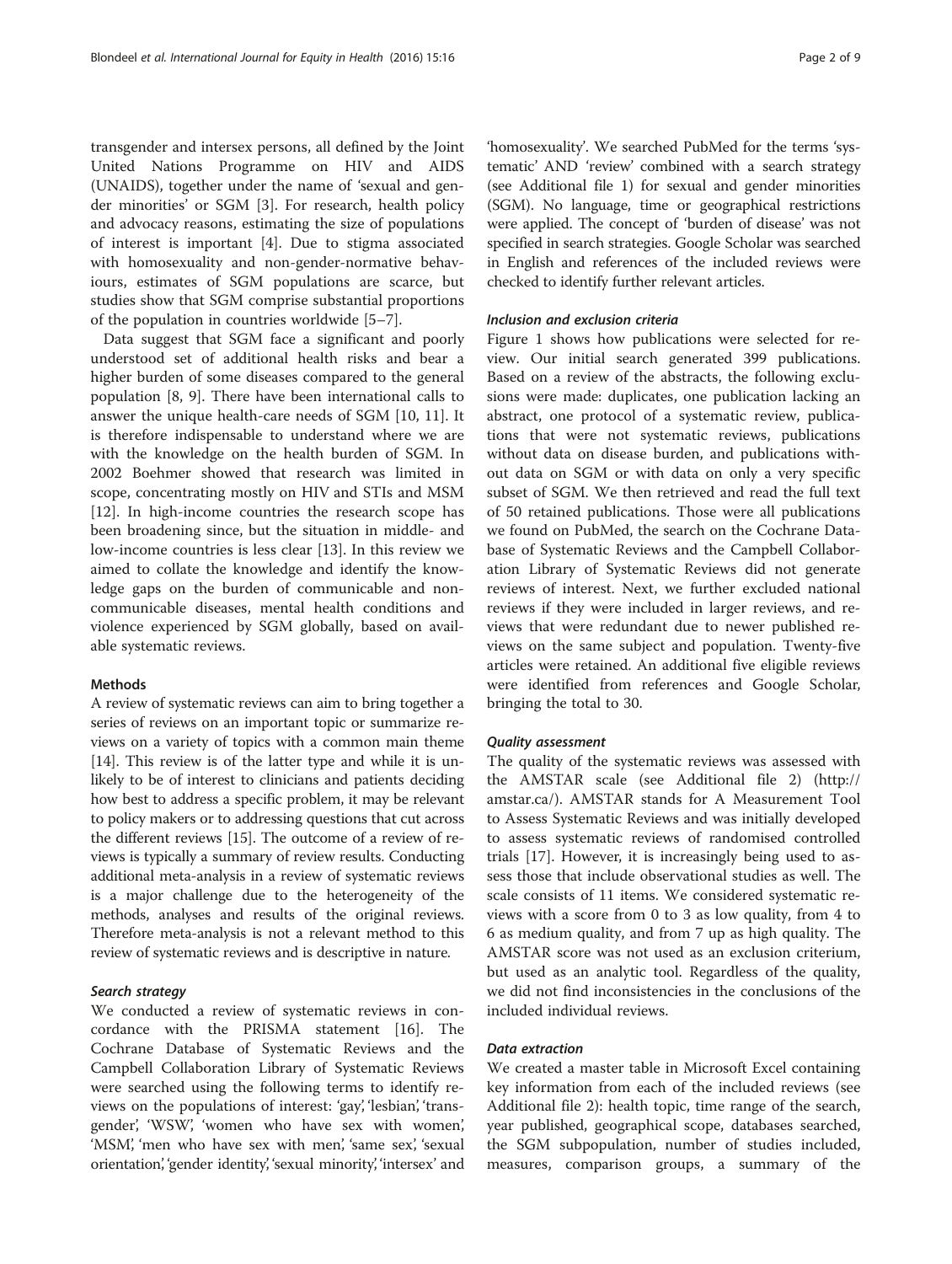transgender and intersex persons, all defined by the Joint United Nations Programme on HIV and AIDS (UNAIDS), together under the name of 'sexual and gender minorities' or SGM [3]. For research, health policy and advocacy reasons, estimating the size of populations of interest is important [4]. Due to stigma associated with homosexuality and non-gender-normative behaviours, estimates of SGM populations are scarce, but studies show that SGM comprise substantial proportions of the population in countries worldwide [5–7].

Data suggest that SGM face a significant and poorly understood set of additional health risks and bear a higher burden of some diseases compared to the general population [8, 9]. There have been international calls to answer the unique health-care needs of SGM [10, 11]. It is therefore indispensable to understand where we are with the knowledge on the health burden of SGM. In 2002 Boehmer showed that research was limited in scope, concentrating mostly on HIV and STIs and MSM [12]. In high-income countries the research scope has been broadening since, but the situation in middle- and low-income countries is less clear [13]. In this review we aimed to collate the knowledge and identify the knowledge gaps on the burden of communicable and non-communicable diseases, mental health conditions and violence experienced by SGM globally, based on available systematic reviews.

## Methods

A review of systematic reviews can aim to bring together a series of reviews on an important topic or summarize reviews on a variety of topics with a common main theme [14]. This review is of the latter type and while it is unlikely to be of interest to clinicians and patients deciding how best to address a specific problem, it may be relevant to policy makers or to addressing questions that cut across the different reviews [15]. The outcome of a review of reviews is typically a summary of review results. Conducting additional meta-analysis in a review of systematic reviews is a major challenge due to the heterogeneity of the methods, analyses and results of the original reviews. Therefore meta-analysis is not a relevant method to this review of systematic reviews and is descriptive in nature.

### Search strategy

We conducted a review of systematic reviews in concordance with the PRISMA statement [16]. The Cochrane Database of Systematic Reviews and the Campbell Collaboration Library of Systematic Reviews were searched using the following terms to identify reviews on the populations of interest: 'gay', 'lesbian', 'transgender', 'WSW', 'women who have sex with women', 'MSM', 'men who have sex with men', 'same sex', 'sexual orientation', 'gender identity', 'sexual minority', 'intersex' and 'homosexuality'. We searched PubMed for the terms 'systematic' AND 'review' combined with a search strategy (see Additional file 1) for sexual and gender minorities (SGM). No language, time or geographical restrictions were applied. The concept of 'burden of disease' was not specified in search strategies. Google Scholar was searched in English and references of the included reviews were checked to identify further relevant articles.

### Inclusion and exclusion criteria

Figure 1 shows how publications were selected for review. Our initial search generated 399 publications. Based on a review of the abstracts, the following exclusions were made: duplicates, one publication lacking an abstract, one protocol of a systematic review, publications that were not systematic reviews, publications without data on disease burden, and publications without data on SGM or with data on only a very specific subset of SGM. We then retrieved and read the full text of 50 retained publications. Those were all publications we found on PubMed, the search on the Cochrane Database of Systematic Reviews and the Campbell Collaboration Library of Systematic Reviews did not generate reviews of interest. Next, we further excluded national reviews if they were included in larger reviews, and reviews that were redundant due to newer published reviews on the same subject and population. Twenty-five articles were retained. An additional five eligible reviews were identified from references and Google Scholar, bringing the total to 30.

### Quality assessment

The quality of the systematic reviews was assessed with the AMSTAR scale (see Additional file 2) (http://amstar.ca/). AMSTAR stands for A Measurement Tool to Assess Systematic Reviews and was initially developed to assess systematic reviews of randomised controlled trials [17]. However, it is increasingly being used to assess those that include observational studies as well. The scale consists of 11 items. We considered systematic reviews with a score from 0 to 3 as low quality, from 4 to 6 as medium quality, and from 7 up as high quality. The AMSTAR score was not used as an exclusion criterium, but used as an analytic tool. Regardless of the quality, we did not find inconsistencies in the conclusions of the included individual reviews.

### Data extraction

We created a master table in Microsoft Excel containing key information from each of the included reviews (see Additional file 2): health topic, time range of the search, year published, geographical scope, databases searched, the SGM subpopulation, number of studies included, measures, comparison groups, a summary of the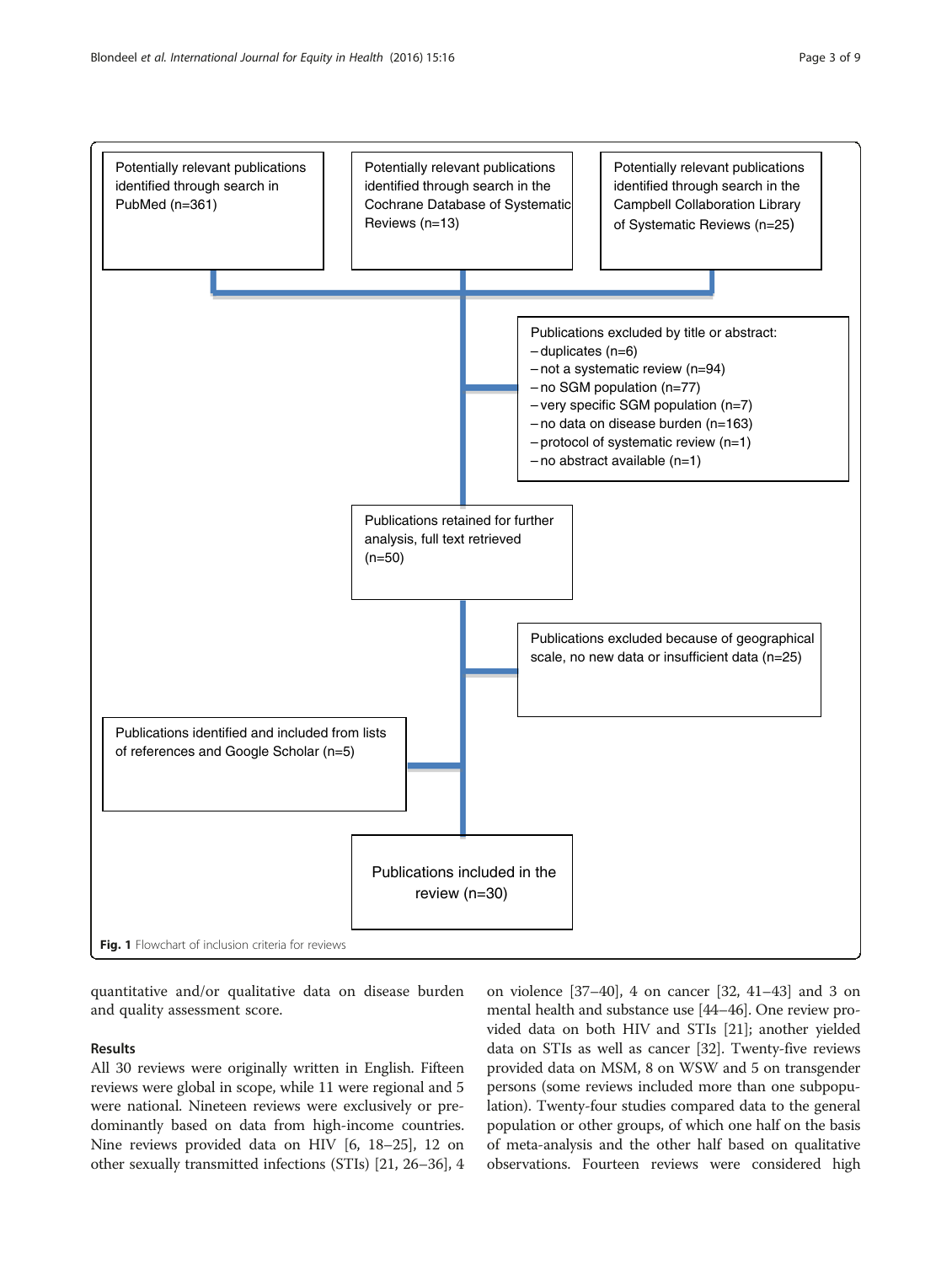Potentially relevant publications identified through search in PubMed (n=361)

Potentially relevant publications identified through search in the Cochrane Database of Systematic Reviews (n=13)

Potentially relevant publications identified through search in the Campbell Collaboration Library of Systematic Reviews (n=25)

Publications excluded by title or abstract:
- duplicates (n=6)
- not a systematic review (n=94)
- no SGM population (n=77)
- very specific SGM population (n=7)
- no data on disease burden (n=163)
- protocol of systematic review (n=1)
- no abstract available (n=1)

Publications retained for further analysis, full text retrieved (n=50)

Publications excluded because of geographical scale, no new data or insufficient data (n=25)

Publications identified and included from lists of references and Google Scholar (n=5)

Publications included in the review (n=30)

**Fig. 1** Flowchart of inclusion criteria for reviews

quantitative and/or qualitative data on disease burden and quality assessment score.

## Results

All 30 reviews were originally written in English. Fifteen reviews were global in scope, while 11 were regional and 5 were national. Nineteen reviews were exclusively or predominantly based on data from high-income countries. Nine reviews provided data on HIV [6, 18–25], 12 on other sexually transmitted infections (STIs) [21, 26–36], 4 on violence [37–40], 4 on cancer [32, 41–43] and 3 on mental health and substance use [44–46]. One review provided data on both HIV and STIs [21]; another yielded data on STIs as well as cancer [32]. Twenty-five reviews provided data on MSM, 8 on WSW and 5 on transgender persons (some reviews included more than one subpopulation). Twenty-four studies compared data to the general population or other groups, of which one half on the basis of meta-analysis and the other half based on qualitative observations. Fourteen reviews were considered high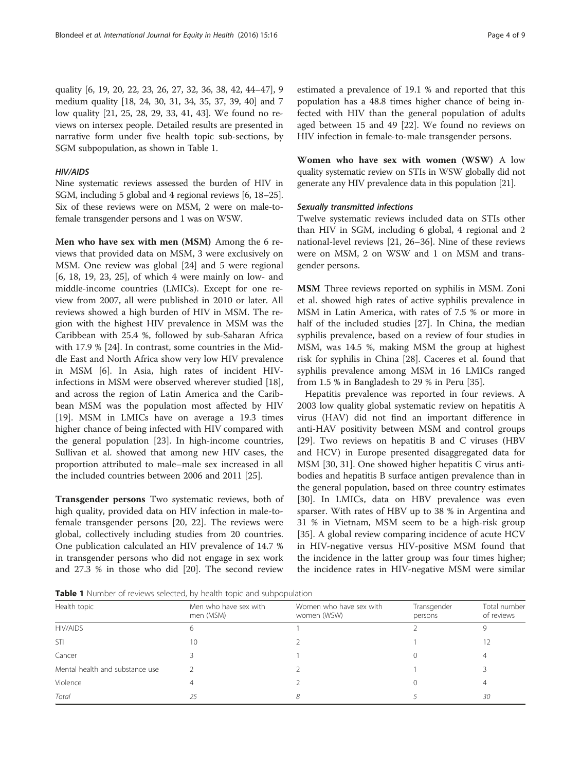quality [6, 19, 20, 22, 23, 26, 27, 32, 36, 38, 42, 44–47], 9 medium quality [18, 24, 30, 31, 34, 35, 37, 39, 40] and 7 low quality [21, 25, 28, 29, 33, 41, 43]. We found no reviews on intersex people. Detailed results are presented in narrative form under five health topic sub-sections, by SGM subpopulation, as shown in Table 1.

### *HIV/AIDS*

Nine systematic reviews assessed the burden of HIV in SGM, including 5 global and 4 regional reviews [6, 18–25]. Six of these reviews were on MSM, 2 were on male-to-female transgender persons and 1 was on WSW.

**Men who have sex with men (MSM)** Among the 6 reviews that provided data on MSM, 3 were exclusively on MSM. One review was global [24] and 5 were regional [6, 18, 19, 23, 25], of which 4 were mainly on low- and middle-income countries (LMICs). Except for one review from 2007, all were published in 2010 or later. All reviews showed a high burden of HIV in MSM. The region with the highest HIV prevalence in MSM was the Caribbean with 25.4 %, followed by sub-Saharan Africa with 17.9 % [24]. In contrast, some countries in the Middle East and North Africa show very low HIV prevalence in MSM [6]. In Asia, high rates of incident HIV-infections in MSM were observed wherever studied [18], and across the region of Latin America and the Caribbean MSM was the population most affected by HIV [19]. MSM in LMICs have on average a 19.3 times higher chance of being infected with HIV compared with the general population [23]. In high-income countries, Sullivan et al. showed that among new HIV cases, the proportion attributed to male–male sex increased in all the included countries between 2006 and 2011 [25].

**Transgender persons** Two systematic reviews, both of high quality, provided data on HIV infection in male-to-female transgender persons [20, 22]. The reviews were global, collectively including studies from 20 countries. One publication calculated an HIV prevalence of 14.7 % in transgender persons who did not engage in sex work and 27.3 % in those who did [20]. The second review estimated a prevalence of 19.1 % and reported that this population has a 48.8 times higher chance of being infected with HIV than the general population of adults aged between 15 and 49 [22]. We found no reviews on HIV infection in female-to-male transgender persons.

**Women who have sex with women (WSW)** A low quality systematic review on STIs in WSW globally did not generate any HIV prevalence data in this population [21].

### *Sexually transmitted infections*

Twelve systematic reviews included data on STIs other than HIV in SGM, including 6 global, 4 regional and 2 national-level reviews [21, 26–36]. Nine of these reviews were on MSM, 2 on WSW and 1 on MSM and transgender persons.

**MSM** Three reviews reported on syphilis in MSM. Zoni et al. showed high rates of active syphilis prevalence in MSM in Latin America, with rates of 7.5 % or more in half of the included studies [27]. In China, the median syphilis prevalence, based on a review of four studies in MSM, was 14.5 %, making MSM the group at highest risk for syphilis in China [28]. Caceres et al. found that syphilis prevalence among MSM in 16 LMICs ranged from 1.5 % in Bangladesh to 29 % in Peru [35].

Hepatitis prevalence was reported in four reviews. A 2003 low quality global systematic review on hepatitis A virus (HAV) did not find an important difference in anti-HAV positivity between MSM and control groups [29]. Two reviews on hepatitis B and C viruses (HBV and HCV) in Europe presented disaggregated data for MSM [30, 31]. One showed higher hepatitis C virus antibodies and hepatitis B surface antigen prevalence than in the general population, based on three country estimates [30]. In LMICs, data on HBV prevalence was even sparser. With rates of HBV up to 38 % in Argentina and 31 % in Vietnam, MSM seem to be a high-risk group [35]. A global review comparing incidence of acute HCV in HIV-negative versus HIV-positive MSM found that the incidence in the latter group was four times higher; the incidence rates in HIV-negative MSM were similar

**Table 1** Number of reviews selected, by health topic and subpopulation

| Health topic | Men who have sex with men (MSM) | Women who have sex with women (WSW) | Transgender persons | Total number of reviews |
|---|---|---|---|---|
| HIV/AIDS | 6 | 1 | 2 | 9 |
| STI | 10 | 2 | 1 | 12 |
| Cancer | 3 | 1 | 0 | 4 |
| Mental health and substance use | 2 | 2 | 1 | 3 |
| Violence | 4 | 2 | 0 | 4 |
| *Total* | *25* | *8* | *5* | *30* |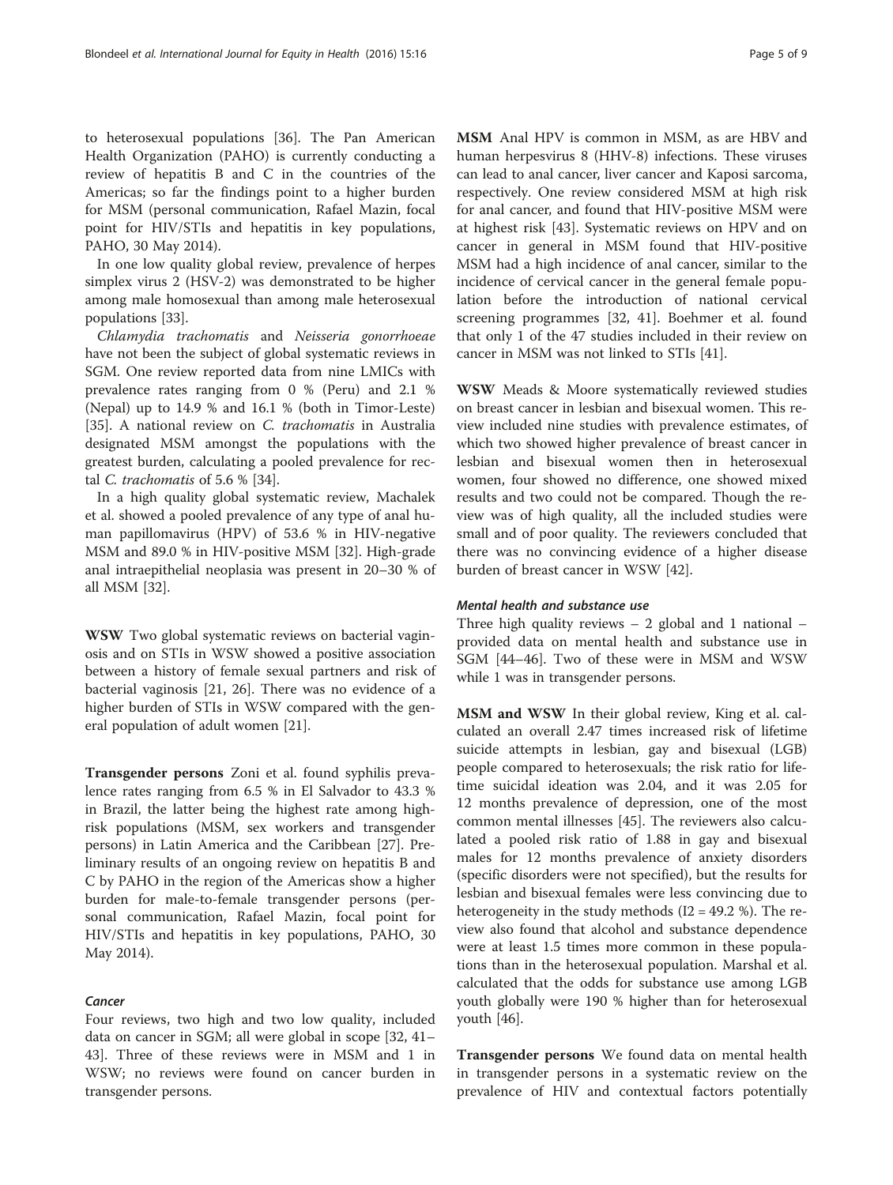to heterosexual populations [36]. The Pan American Health Organization (PAHO) is currently conducting a review of hepatitis B and C in the countries of the Americas; so far the findings point to a higher burden for MSM (personal communication, Rafael Mazin, focal point for HIV/STIs and hepatitis in key populations, PAHO, 30 May 2014).

In one low quality global review, prevalence of herpes simplex virus 2 (HSV-2) was demonstrated to be higher among male homosexual than among male heterosexual populations [33].

*Chlamydia trachomatis* and *Neisseria gonorrhoeae* have not been the subject of global systematic reviews in SGM. One review reported data from nine LMICs with prevalence rates ranging from 0 % (Peru) and 2.1 % (Nepal) up to 14.9 % and 16.1 % (both in Timor-Leste) [35]. A national review on *C. trachomatis* in Australia designated MSM amongst the populations with the greatest burden, calculating a pooled prevalence for rectal *C. trachomatis* of 5.6 % [34].

In a high quality global systematic review, Machalek et al. showed a pooled prevalence of any type of anal human papillomavirus (HPV) of 53.6 % in HIV-negative MSM and 89.0 % in HIV-positive MSM [32]. High-grade anal intraepithelial neoplasia was present in 20–30 % of all MSM [32].

**WSW** Two global systematic reviews on bacterial vaginosis and on STIs in WSW showed a positive association between a history of female sexual partners and risk of bacterial vaginosis [21, 26]. There was no evidence of a higher burden of STIs in WSW compared with the general population of adult women [21].

**Transgender persons** Zoni et al. found syphilis prevalence rates ranging from 6.5 % in El Salvador to 43.3 % in Brazil, the latter being the highest rate among high-risk populations (MSM, sex workers and transgender persons) in Latin America and the Caribbean [27]. Preliminary results of an ongoing review on hepatitis B and C by PAHO in the region of the Americas show a higher burden for male-to-female transgender persons (personal communication, Rafael Mazin, focal point for HIV/STIs and hepatitis in key populations, PAHO, 30 May 2014).

#### *Cancer*

Four reviews, two high and two low quality, included data on cancer in SGM; all were global in scope [32, 41–43]. Three of these reviews were in MSM and 1 in WSW; no reviews were found on cancer burden in transgender persons.

**MSM** Anal HPV is common in MSM, as are HBV and human herpesvirus 8 (HHV-8) infections. These viruses can lead to anal cancer, liver cancer and Kaposi sarcoma, respectively. One review considered MSM at high risk for anal cancer, and found that HIV-positive MSM were at highest risk [43]. Systematic reviews on HPV and on cancer in general in MSM found that HIV-positive MSM had a high incidence of anal cancer, similar to the incidence of cervical cancer in the general female population before the introduction of national cervical screening programmes [32, 41]. Boehmer et al. found that only 1 of the 47 studies included in their review on cancer in MSM was not linked to STIs [41].

**WSW** Meads & Moore systematically reviewed studies on breast cancer in lesbian and bisexual women. This review included nine studies with prevalence estimates, of which two showed higher prevalence of breast cancer in lesbian and bisexual women then in heterosexual women, four showed no difference, one showed mixed results and two could not be compared. Though the review was of high quality, all the included studies were small and of poor quality. The reviewers concluded that there was no convincing evidence of a higher disease burden of breast cancer in WSW [42].

#### *Mental health and substance use*

Three high quality reviews – 2 global and 1 national – provided data on mental health and substance use in SGM [44–46]. Two of these were in MSM and WSW while 1 was in transgender persons.

**MSM and WSW** In their global review, King et al. calculated an overall 2.47 times increased risk of lifetime suicide attempts in lesbian, gay and bisexual (LGB) people compared to heterosexuals; the risk ratio for lifetime suicidal ideation was 2.04, and it was 2.05 for 12 months prevalence of depression, one of the most common mental illnesses [45]. The reviewers also calculated a pooled risk ratio of 1.88 in gay and bisexual males for 12 months prevalence of anxiety disorders (specific disorders were not specified), but the results for lesbian and bisexual females were less convincing due to heterogeneity in the study methods ($I2 = 49.2$ %). The review also found that alcohol and substance dependence were at least 1.5 times more common in these populations than in the heterosexual population. Marshal et al. calculated that the odds for substance use among LGB youth globally were 190 % higher than for heterosexual youth [46].

**Transgender persons** We found data on mental health in transgender persons in a systematic review on the prevalence of HIV and contextual factors potentially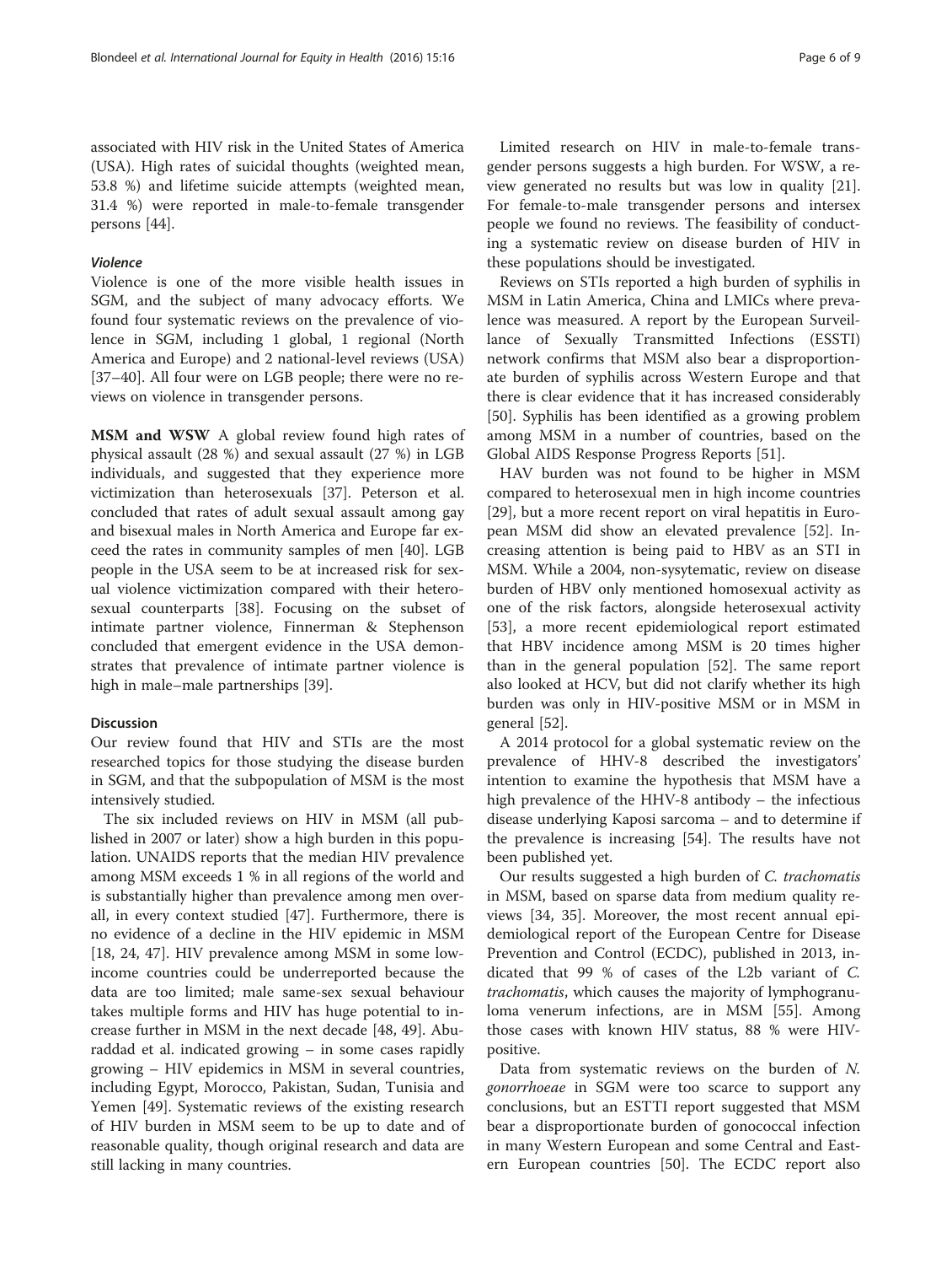associated with HIV risk in the United States of America (USA). High rates of suicidal thoughts (weighted mean, 53.8 %) and lifetime suicide attempts (weighted mean, 31.4 %) were reported in male-to-female transgender persons [44].

#### *Violence*

Violence is one of the more visible health issues in SGM, and the subject of many advocacy efforts. We found four systematic reviews on the prevalence of violence in SGM, including 1 global, 1 regional (North America and Europe) and 2 national-level reviews (USA) [37–40]. All four were on LGB people; there were no reviews on violence in transgender persons.

**MSM and WSW** A global review found high rates of physical assault (28 %) and sexual assault (27 %) in LGB individuals, and suggested that they experience more victimization than heterosexuals [37]. Peterson et al. concluded that rates of adult sexual assault among gay and bisexual males in North America and Europe far exceed the rates in community samples of men [40]. LGB people in the USA seem to be at increased risk for sexual violence victimization compared with their heterosexual counterparts [38]. Focusing on the subset of intimate partner violence, Finnerman & Stephenson concluded that emergent evidence in the USA demonstrates that prevalence of intimate partner violence is high in male–male partnerships [39].

## Discussion

Our review found that HIV and STIs are the most researched topics for those studying the disease burden in SGM, and that the subpopulation of MSM is the most intensively studied.

The six included reviews on HIV in MSM (all published in 2007 or later) show a high burden in this population. UNAIDS reports that the median HIV prevalence among MSM exceeds 1 % in all regions of the world and is substantially higher than prevalence among men overall, in every context studied [47]. Furthermore, there is no evidence of a decline in the HIV epidemic in MSM [18, 24, 47]. HIV prevalence among MSM in some low-income countries could be underreported because the data are too limited; male same-sex sexual behaviour takes multiple forms and HIV has huge potential to increase further in MSM in the next decade [48, 49]. Abu-raddad et al. indicated growing – in some cases rapidly growing – HIV epidemics in MSM in several countries, including Egypt, Morocco, Pakistan, Sudan, Tunisia and Yemen [49]. Systematic reviews of the existing research of HIV burden in MSM seem to be up to date and of reasonable quality, though original research and data are still lacking in many countries.

Limited research on HIV in male-to-female transgender persons suggests a high burden. For WSW, a review generated no results but was low in quality [21]. For female-to-male transgender persons and intersex people we found no reviews. The feasibility of conducting a systematic review on disease burden of HIV in these populations should be investigated.

Reviews on STIs reported a high burden of syphilis in MSM in Latin America, China and LMICs where prevalence was measured. A report by the European Surveillance of Sexually Transmitted Infections (ESSTI) network confirms that MSM also bear a disproportionate burden of syphilis across Western Europe and that there is clear evidence that it has increased considerably [50]. Syphilis has been identified as a growing problem among MSM in a number of countries, based on the Global AIDS Response Progress Reports [51].

HAV burden was not found to be higher in MSM compared to heterosexual men in high income countries [29], but a more recent report on viral hepatitis in European MSM did show an elevated prevalence [52]. Increasing attention is being paid to HBV as an STI in MSM. While a 2004, non-sysytematic, review on disease burden of HBV only mentioned homosexual activity as one of the risk factors, alongside heterosexual activity [53], a more recent epidemiological report estimated that HBV incidence among MSM is 20 times higher than in the general population [52]. The same report also looked at HCV, but did not clarify whether its high burden was only in HIV-positive MSM or in MSM in general [52].

A 2014 protocol for a global systematic review on the prevalence of HHV-8 described the investigators' intention to examine the hypothesis that MSM have a high prevalence of the HHV-8 antibody – the infectious disease underlying Kaposi sarcoma – and to determine if the prevalence is increasing [54]. The results have not been published yet.

Our results suggested a high burden of *C. trachomatis* in MSM, based on sparse data from medium quality reviews [34, 35]. Moreover, the most recent annual epidemiological report of the European Centre for Disease Prevention and Control (ECDC), published in 2013, indicated that 99 % of cases of the L2b variant of *C. trachomatis*, which causes the majority of lymphogranuloma venerum infections, are in MSM [55]. Among those cases with known HIV status, 88 % were HIV-positive.

Data from systematic reviews on the burden of *N. gonorrhoeae* in SGM were too scarce to support any conclusions, but an ESTTI report suggested that MSM bear a disproportionate burden of gonococcal infection in many Western European and some Central and Eastern European countries [50]. The ECDC report also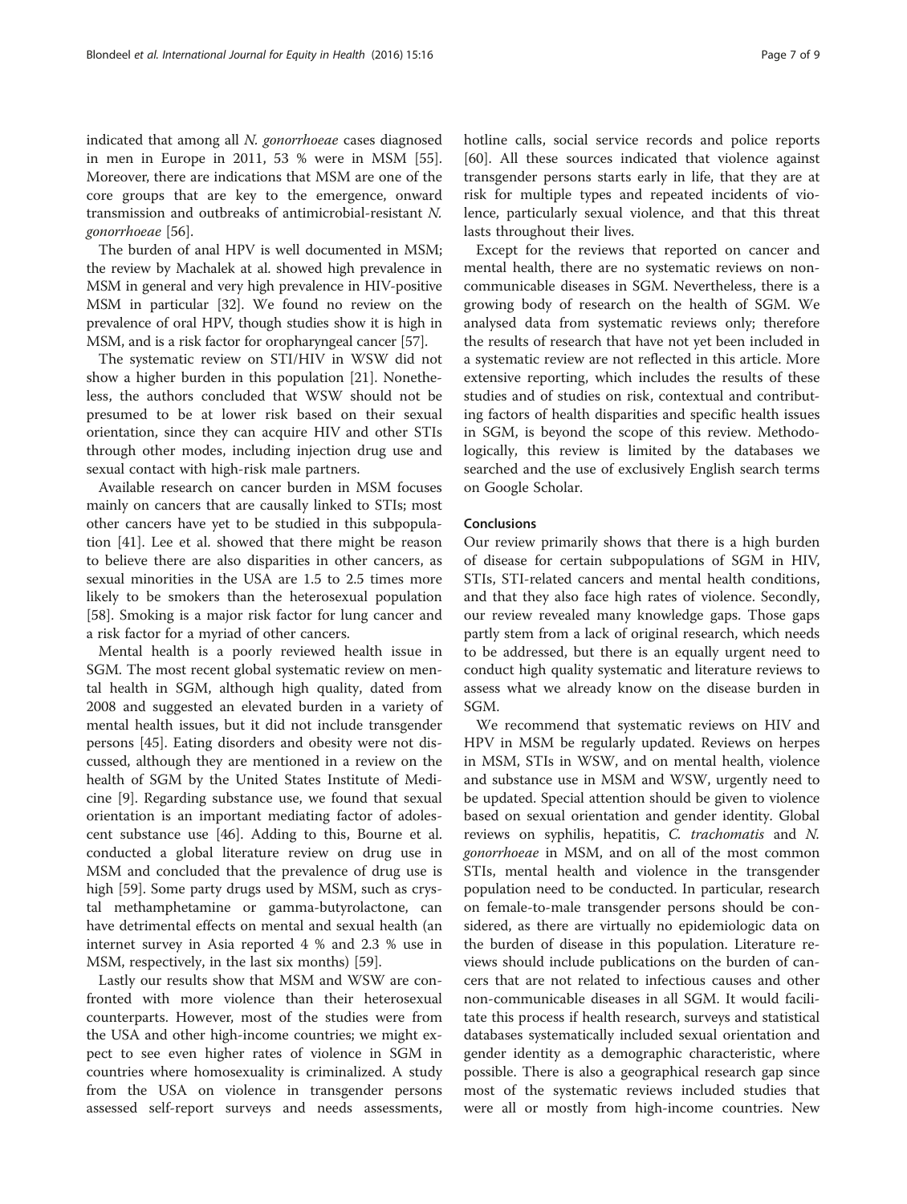indicated that among all *N. gonorrhoeae* cases diagnosed in men in Europe in 2011, 53 % were in MSM [55]. Moreover, there are indications that MSM are one of the core groups that are key to the emergence, onward transmission and outbreaks of antimicrobial-resistant *N. gonorrhoeae* [56].

The burden of anal HPV is well documented in MSM; the review by Machalek at al. showed high prevalence in MSM in general and very high prevalence in HIV-positive MSM in particular [32]. We found no review on the prevalence of oral HPV, though studies show it is high in MSM, and is a risk factor for oropharyngeal cancer [57].

The systematic review on STI/HIV in WSW did not show a higher burden in this population [21]. Nonetheless, the authors concluded that WSW should not be presumed to be at lower risk based on their sexual orientation, since they can acquire HIV and other STIs through other modes, including injection drug use and sexual contact with high-risk male partners.

Available research on cancer burden in MSM focuses mainly on cancers that are causally linked to STIs; most other cancers have yet to be studied in this subpopulation [41]. Lee et al. showed that there might be reason to believe there are also disparities in other cancers, as sexual minorities in the USA are 1.5 to 2.5 times more likely to be smokers than the heterosexual population [58]. Smoking is a major risk factor for lung cancer and a risk factor for a myriad of other cancers.

Mental health is a poorly reviewed health issue in SGM. The most recent global systematic review on mental health in SGM, although high quality, dated from 2008 and suggested an elevated burden in a variety of mental health issues, but it did not include transgender persons [45]. Eating disorders and obesity were not discussed, although they are mentioned in a review on the health of SGM by the United States Institute of Medicine [9]. Regarding substance use, we found that sexual orientation is an important mediating factor of adolescent substance use [46]. Adding to this, Bourne et al. conducted a global literature review on drug use in MSM and concluded that the prevalence of drug use is high [59]. Some party drugs used by MSM, such as crystal methamphetamine or gamma-butyrolactone, can have detrimental effects on mental and sexual health (an internet survey in Asia reported 4 % and 2.3 % use in MSM, respectively, in the last six months) [59].

Lastly our results show that MSM and WSW are confronted with more violence than their heterosexual counterparts. However, most of the studies were from the USA and other high-income countries; we might expect to see even higher rates of violence in SGM in countries where homosexuality is criminalized. A study from the USA on violence in transgender persons assessed self-report surveys and needs assessments, hotline calls, social service records and police reports [60]. All these sources indicated that violence against transgender persons starts early in life, that they are at risk for multiple types and repeated incidents of violence, particularly sexual violence, and that this threat lasts throughout their lives.

Except for the reviews that reported on cancer and mental health, there are no systematic reviews on non-communicable diseases in SGM. Nevertheless, there is a growing body of research on the health of SGM. We analysed data from systematic reviews only; therefore the results of research that have not yet been included in a systematic review are not reflected in this article. More extensive reporting, which includes the results of these studies and of studies on risk, contextual and contributing factors of health disparities and specific health issues in SGM, is beyond the scope of this review. Methodologically, this review is limited by the databases we searched and the use of exclusively English search terms on Google Scholar.

## Conclusions

Our review primarily shows that there is a high burden of disease for certain subpopulations of SGM in HIV, STIs, STI-related cancers and mental health conditions, and that they also face high rates of violence. Secondly, our review revealed many knowledge gaps. Those gaps partly stem from a lack of original research, which needs to be addressed, but there is an equally urgent need to conduct high quality systematic and literature reviews to assess what we already know on the disease burden in SGM.

We recommend that systematic reviews on HIV and HPV in MSM be regularly updated. Reviews on herpes in MSM, STIs in WSW, and on mental health, violence and substance use in MSM and WSW, urgently need to be updated. Special attention should be given to violence based on sexual orientation and gender identity. Global reviews on syphilis, hepatitis, *C. trachomatis* and *N. gonorrhoeae* in MSM, and on all of the most common STIs, mental health and violence in the transgender population need to be conducted. In particular, research on female-to-male transgender persons should be considered, as there are virtually no epidemiologic data on the burden of disease in this population. Literature reviews should include publications on the burden of cancers that are not related to infectious causes and other non-communicable diseases in all SGM. It would facilitate this process if health research, surveys and statistical databases systematically included sexual orientation and gender identity as a demographic characteristic, where possible. There is also a geographical research gap since most of the systematic reviews included studies that were all or mostly from high-income countries. New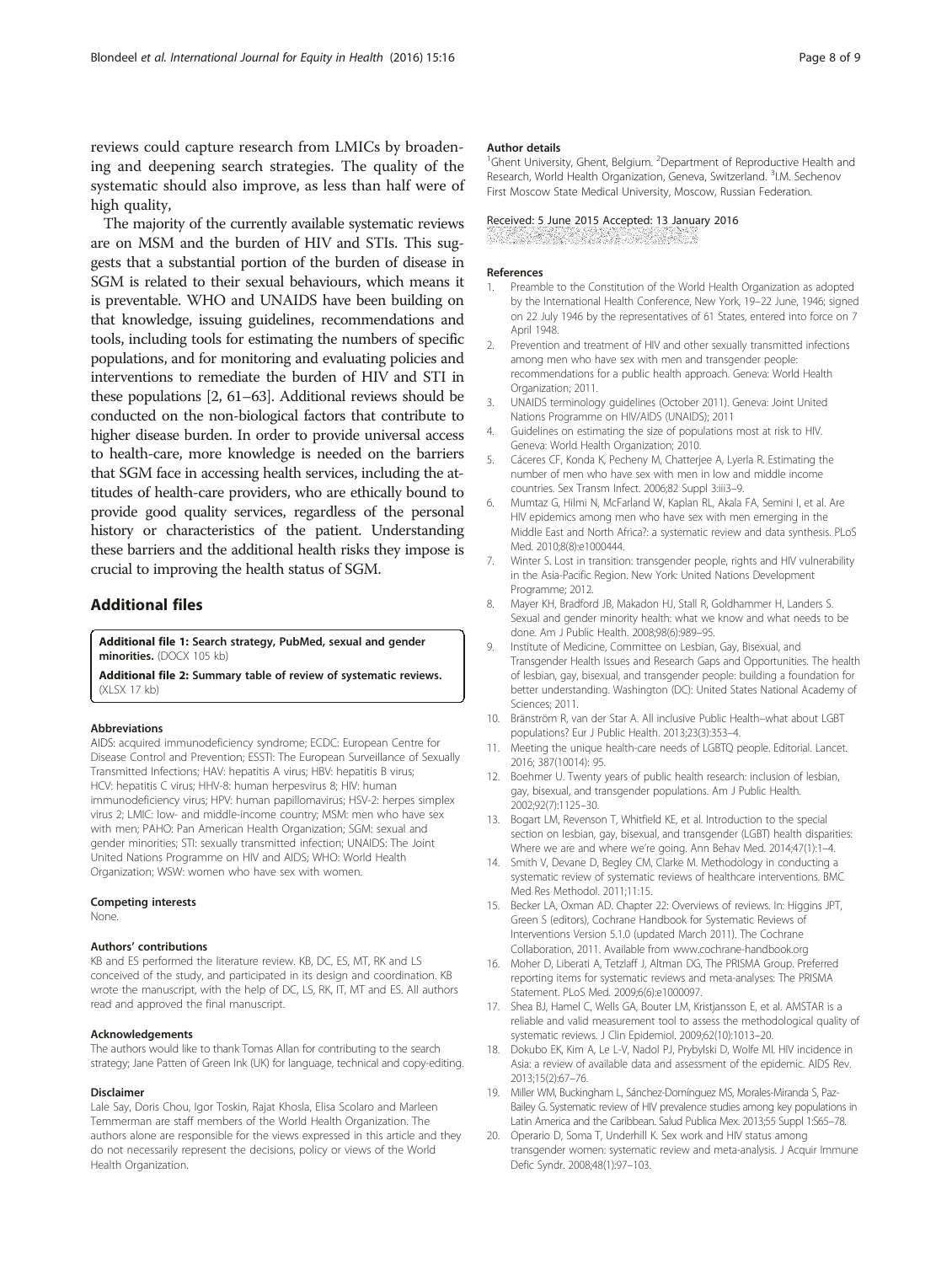reviews could capture research from LMICs by broadening and deepening search strategies. The quality of the systematic should also improve, as less than half were of high quality,

The majority of the currently available systematic reviews are on MSM and the burden of HIV and STIs. This suggests that a substantial portion of the burden of disease in SGM is related to their sexual behaviours, which means it is preventable. WHO and UNAIDS have been building on that knowledge, issuing guidelines, recommendations and tools, including tools for estimating the numbers of specific populations, and for monitoring and evaluating policies and interventions to remediate the burden of HIV and STI in these populations [2, 61–63]. Additional reviews should be conducted on the non-biological factors that contribute to higher disease burden. In order to provide universal access to health-care, more knowledge is needed on the barriers that SGM face in accessing health services, including the attitudes of health-care providers, who are ethically bound to provide good quality services, regardless of the personal history or characteristics of the patient. Understanding these barriers and the additional health risks they impose is crucial to improving the health status of SGM.

## Additional files

**Additional file 1: Search strategy, PubMed, sexual and gender minorities.** (DOCX 105 kb)

**Additional file 2: Summary table of review of systematic reviews.** (XLSX 17 kb)

#### Abbreviations

AIDS: acquired immunodeficiency syndrome; ECDC: European Centre for Disease Control and Prevention; ESSTI: The European Surveillance of Sexually Transmitted Infections; HAV: hepatitis A virus; HBV: hepatitis B virus; HCV: hepatitis C virus; HHV-8: human herpesvirus 8; HIV: human immunodeficiency virus; HPV: human papillomavirus; HSV-2: herpes simplex virus 2; LMIC: low- and middle-income country; MSM: men who have sex with men; PAHO: Pan American Health Organization; SGM: sexual and gender minorities; STI: sexually transmitted infection; UNAIDS: The Joint United Nations Programme on HIV and AIDS; WHO: World Health Organization; WSW: women who have sex with women.

#### Competing interests

None.

#### Authors' contributions

KB and ES performed the literature review. KB, DC, ES, MT, RK and LS conceived of the study, and participated in its design and coordination. KB wrote the manuscript, with the help of DC, LS, RK, IT, MT and ES. All authors read and approved the final manuscript.

#### Acknowledgements

The authors would like to thank Tomas Allan for contributing to the search strategy; Jane Patten of Green Ink (UK) for language, technical and copy-editing.

#### Disclaimer

Lale Say, Doris Chou, Igor Toskin, Rajat Khosla, Elisa Scolaro and Marleen Temmerman are staff members of the World Health Organization. The authors alone are responsible for the views expressed in this article and they do not necessarily represent the decisions, policy or views of the World Health Organization.

#### Author details

[1]Ghent University, Ghent, Belgium. [2]Department of Reproductive Health and Research, World Health Organization, Geneva, Switzerland. [3]I.M. Sechenov First Moscow State Medical University, Moscow, Russian Federation.

Received: 5 June 2015 Accepted: 13 January 2016

#### References

1. Preamble to the Constitution of the World Health Organization as adopted by the International Health Conference, New York, 19–22 June, 1946; signed on 22 July 1946 by the representatives of 61 States, entered into force on 7 April 1948.
2. Prevention and treatment of HIV and other sexually transmitted infections among men who have sex with men and transgender people: recommendations for a public health approach. Geneva: World Health Organization; 2011.
3. UNAIDS terminology guidelines (October 2011). Geneva: Joint United Nations Programme on HIV/AIDS (UNAIDS); 2011
4. Guidelines on estimating the size of populations most at risk to HIV. Geneva: World Health Organization; 2010.
5. Cáceres CF, Konda K, Pecheny M, Chatterjee A, Lyerla R. Estimating the number of men who have sex with men in low and middle income countries. Sex Transm Infect. 2006;82 Suppl 3:iii3–9.
6. Mumtaz G, Hilmi N, McFarland W, Kaplan RL, Akala FA, Semini I, et al. Are HIV epidemics among men who have sex with men emerging in the Middle East and North Africa?: a systematic review and data synthesis. PLoS Med. 2010;8(8):e1000444.
7. Winter S. Lost in transition: transgender people, rights and HIV vulnerability in the Asia-Pacific Region. New York: United Nations Development Programme; 2012.
8. Mayer KH, Bradford JB, Makadon HJ, Stall R, Goldhammer H, Landers S. Sexual and gender minority health: what we know and what needs to be done. Am J Public Health. 2008;98(6):989–95.
9. Institute of Medicine, Committee on Lesbian, Gay, Bisexual, and Transgender Health Issues and Research Gaps and Opportunities. The health of lesbian, gay, bisexual, and transgender people: building a foundation for better understanding. Washington (DC): United States National Academy of Sciences; 2011.
10. Bränström R, van der Star A. All inclusive Public Health–what about LGBT populations? Eur J Public Health. 2013;23(3):353–4.
11. Meeting the unique health-care needs of LGBTQ people. Editorial. Lancet. 2016; 387(10014): 95.
12. Boehmer U. Twenty years of public health research: inclusion of lesbian, gay, bisexual, and transgender populations. Am J Public Health. 2002;92(7):1125–30.
13. Bogart LM, Revenson T, Whitfield KE, et al. Introduction to the special section on lesbian, gay, bisexual, and transgender (LGBT) health disparities: Where we are and where we're going. Ann Behav Med. 2014;47(1):1–4.
14. Smith V, Devane D, Begley CM, Clarke M. Methodology in conducting a systematic review of systematic reviews of healthcare interventions. BMC Med Res Methodol. 2011;11:15.
15. Becker LA, Oxman AD. Chapter 22: Overviews of reviews. In: Higgins JPT, Green S (editors), Cochrane Handbook for Systematic Reviews of Interventions Version 5.1.0 (updated March 2011). The Cochrane Collaboration, 2011. Available from www.cochrane-handbook.org
16. Moher D, Liberati A, Tetzlaff J, Altman DG, The PRISMA Group. Preferred reporting items for systematic reviews and meta-analyses: The PRISMA Statement. PLoS Med. 2009;6(6):e1000097.
17. Shea BJ, Hamel C, Wells GA, Bouter LM, Kristjansson E, et al. AMSTAR is a reliable and valid measurement tool to assess the methodological quality of systematic reviews. J Clin Epidemiol. 2009;62(10):1013–20.
18. Dokubo EK, Kim A, Le L-V, Nadol PJ, Prybylski D, Wolfe MI. HIV incidence in Asia: a review of available data and assessment of the epidemic. AIDS Rev. 2013;15(2):67–76.
19. Miller WM, Buckingham L, Sánchez-Domínguez MS, Morales-Miranda S, Paz-Bailey G. Systematic review of HIV prevalence studies among key populations in Latin America and the Caribbean. Salud Publica Mex. 2013;55 Suppl 1:S65–78.
20. Operario D, Soma T, Underhill K. Sex work and HIV status among transgender women: systematic review and meta-analysis. J Acquir Immune Defic Syndr. 2008;48(1):97–103.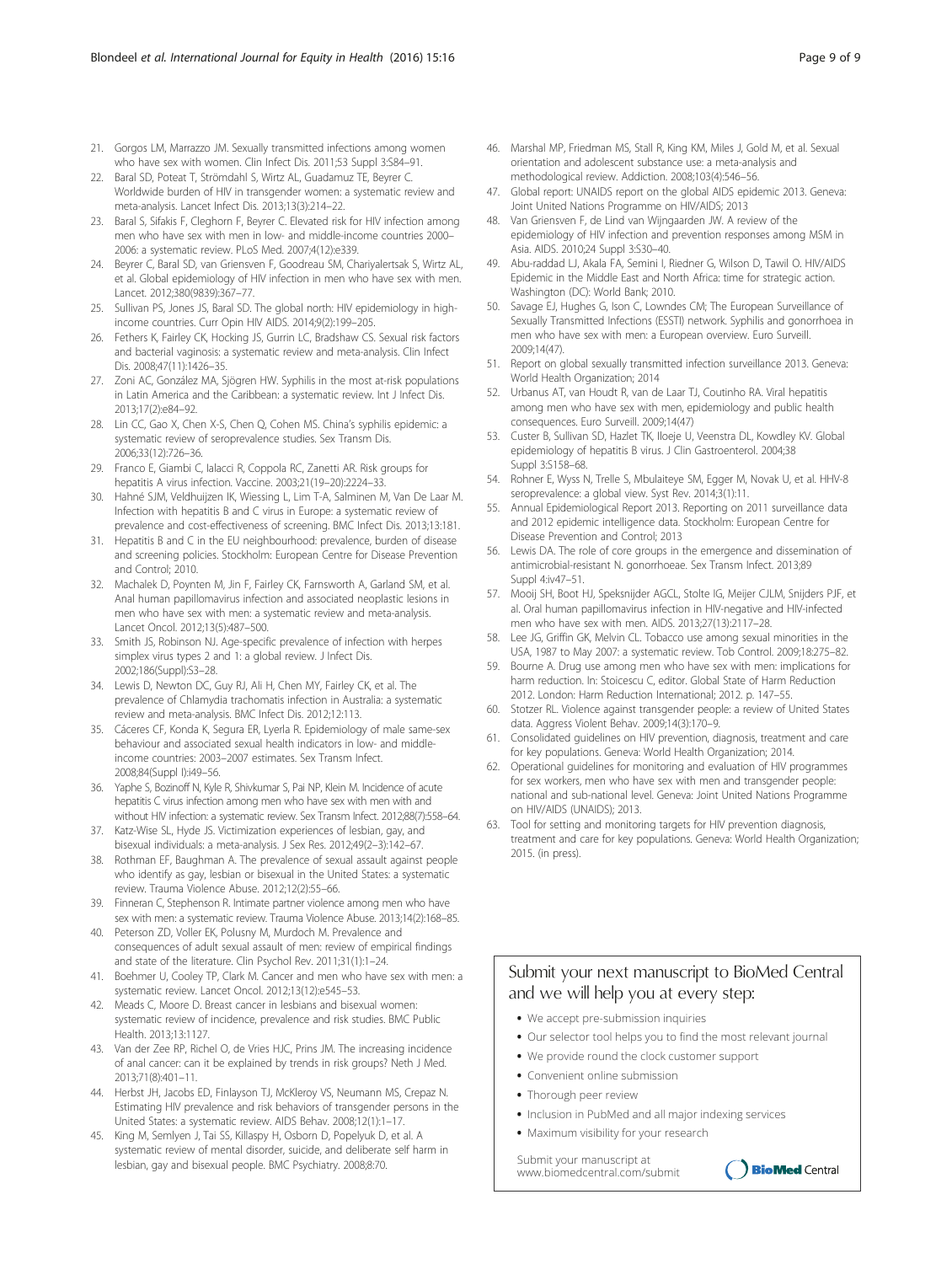21. Gorgos LM, Marrazzo JM. Sexually transmitted infections among women who have sex with women. Clin Infect Dis. 2011;53 Suppl 3:S84–91.
22. Baral SD, Poteat T, Strömdahl S, Wirtz AL, Guadamuz TE, Beyrer C. Worldwide burden of HIV in transgender women: a systematic review and meta-analysis. Lancet Infect Dis. 2013;13(3):214–22.
23. Baral S, Sifakis F, Cleghorn F, Beyrer C. Elevated risk for HIV infection among men who have sex with men in low- and middle-income countries 2000–2006: a systematic review. PLoS Med. 2007;4(12):e339.
24. Beyrer C, Baral SD, van Griensven F, Goodreau SM, Chariyalertsak S, Wirtz AL, et al. Global epidemiology of HIV infection in men who have sex with men. Lancet. 2012;380(9839):367–77.
25. Sullivan PS, Jones JS, Baral SD. The global north: HIV epidemiology in high-income countries. Curr Opin HIV AIDS. 2014;9(2):199–205.
26. Fethers K, Fairley CK, Hocking JS, Gurrin LC, Bradshaw CS. Sexual risk factors and bacterial vaginosis: a systematic review and meta-analysis. Clin Infect Dis. 2008;47(11):1426–35.
27. Zoni AC, González MA, Sjögren HW. Syphilis in the most at-risk populations in Latin America and the Caribbean: a systematic review. Int J Infect Dis. 2013;17(2):e84–92.
28. Lin CC, Gao X, Chen X-S, Chen Q, Cohen MS. China's syphilis epidemic: a systematic review of seroprevalence studies. Sex Transm Dis. 2006;33(12):726–36.
29. Franco E, Giambi C, Ialacci R, Coppola RC, Zanetti AR. Risk groups for hepatitis A virus infection. Vaccine. 2003;21(19–20):2224–33.
30. Hahné SJM, Veldhuijzen IK, Wiessing L, Lim T-A, Salminen M, Van De Laar M. Infection with hepatitis B and C virus in Europe: a systematic review of prevalence and cost-effectiveness of screening. BMC Infect Dis. 2013;13:181.
31. Hepatitis B and C in the EU neighbourhood: prevalence, burden of disease and screening policies. Stockholm: European Centre for Disease Prevention and Control; 2010.
32. Machalek D, Poynten M, Jin F, Fairley CK, Farnsworth A, Garland SM, et al. Anal human papillomavirus infection and associated neoplastic lesions in men who have sex with men: a systematic review and meta-analysis. Lancet Oncol. 2012;13(5):487–500.
33. Smith JS, Robinson NJ. Age-specific prevalence of infection with herpes simplex virus types 2 and 1: a global review. J Infect Dis. 2002;186(Suppl):S3–28.
34. Lewis D, Newton DC, Guy RJ, Ali H, Chen MY, Fairley CK, et al. The prevalence of Chlamydia trachomatis infection in Australia: a systematic review and meta-analysis. BMC Infect Dis. 2012;12:113.
35. Cáceres CF, Konda K, Segura ER, Lyerla R. Epidemiology of male same-sex behaviour and associated sexual health indicators in low- and middle-income countries: 2003–2007 estimates. Sex Transm Infect. 2008;84(Suppl I):i49–56.
36. Yaphe S, Bozinoff N, Kyle R, Shivkumar S, Pai NP, Klein M. Incidence of acute hepatitis C virus infection among men who have sex with men with and without HIV infection: a systematic review. Sex Transm Infect. 2012;88(7):558–64.
37. Katz-Wise SL, Hyde JS. Victimization experiences of lesbian, gay, and bisexual individuals: a meta-analysis. J Sex Res. 2012;49(2–3):142–67.
38. Rothman EF, Baughman A. The prevalence of sexual assault against people who identify as gay, lesbian or bisexual in the United States: a systematic review. Trauma Violence Abuse. 2012;12(2):55–66.
39. Finneran C, Stephenson R. Intimate partner violence among men who have sex with men: a systematic review. Trauma Violence Abuse. 2013;14(2):168–85.
40. Peterson ZD, Voller EK, Polusny M, Murdoch M. Prevalence and consequences of adult sexual assault of men: review of empirical findings and state of the literature. Clin Psychol Rev. 2011;31(1):1–24.
41. Boehmer U, Cooley TP, Clark M. Cancer and men who have sex with men: a systematic review. Lancet Oncol. 2012;13(12):e545–53.
42. Meads C, Moore D. Breast cancer in lesbians and bisexual women: systematic review of incidence, prevalence and risk studies. BMC Public Health. 2013;13:1127.
43. Van der Zee RP, Richel O, de Vries HJC, Prins JM. The increasing incidence of anal cancer: can it be explained by trends in risk groups? Neth J Med. 2013;71(8):401–11.
44. Herbst JH, Jacobs ED, Finlayson TJ, McKleroy VS, Neumann MS, Crepaz N. Estimating HIV prevalence and risk behaviors of transgender persons in the United States: a systematic review. AIDS Behav. 2008;12(1):1–17.
45. King M, Semlyen J, Tai SS, Killaspy H, Osborn D, Popelyuk D, et al. A systematic review of mental disorder, suicide, and deliberate self harm in lesbian, gay and bisexual people. BMC Psychiatry. 2008;8:70.
46. Marshal MP, Friedman MS, Stall R, King KM, Miles J, Gold M, et al. Sexual orientation and adolescent substance use: a meta-analysis and methodological review. Addiction. 2008;103(4):546–56.
47. Global report: UNAIDS report on the global AIDS epidemic 2013. Geneva: Joint United Nations Programme on HIV/AIDS; 2013
48. Van Griensven F, de Lind van Wijngaarden JW. A review of the epidemiology of HIV infection and prevention responses among MSM in Asia. AIDS. 2010;24 Suppl 3:S30–40.
49. Abu-raddad LJ, Akala FA, Semini I, Riedner G, Wilson D, Tawil O. HIV/AIDS Epidemic in the Middle East and North Africa: time for strategic action. Washington (DC): World Bank; 2010.
50. Savage EJ, Hughes G, Ison C, Lowndes CM; The European Surveillance of Sexually Transmitted Infections (ESSTI) network. Syphilis and gonorrhoea in men who have sex with men: a European overview. Euro Surveill. 2009;14(47).
51. Report on global sexually transmitted infection surveillance 2013. Geneva: World Health Organization; 2014
52. Urbanus AT, van Houdt R, van de Laar TJ, Coutinho RA. Viral hepatitis among men who have sex with men, epidemiology and public health consequences. Euro Surveill. 2009;14(47)
53. Custer B, Sullivan SD, Hazlet TK, Iloeje U, Veenstra DL, Kowdley KV. Global epidemiology of hepatitis B virus. J Clin Gastroenterol. 2004;38 Suppl 3:S158–68.
54. Rohner E, Wyss N, Trelle S, Mbulaiteye SM, Egger M, Novak U, et al. HHV-8 seroprevalence: a global view. Syst Rev. 2014;3(1):11.
55. Annual Epidemiological Report 2013. Reporting on 2011 surveillance data and 2012 epidemic intelligence data. Stockholm: European Centre for Disease Prevention and Control; 2013
56. Lewis DA. The role of core groups in the emergence and dissemination of antimicrobial-resistant N. gonorrhoeae. Sex Transm Infect. 2013;89 Suppl 4:iv47–51.
57. Mooij SH, Boot HJ, Speksnijder AGCL, Stolte IG, Meijer CJLM, Snijders PJF, et al. Oral human papillomavirus infection in HIV-negative and HIV-infected men who have sex with men. AIDS. 2013;27(13):2117–28.
58. Lee JG, Griffin GK, Melvin CL. Tobacco use among sexual minorities in the USA, 1987 to May 2007: a systematic review. Tob Control. 2009;18:275–82.
59. Bourne A. Drug use among men who have sex with men: implications for harm reduction. In: Stoicescu C, editor. Global State of Harm Reduction 2012. London: Harm Reduction International; 2012. p. 147–55.
60. Stotzer RL. Violence against transgender people: a review of United States data. Aggress Violent Behav. 2009;14(3):170–9.
61. Consolidated guidelines on HIV prevention, diagnosis, treatment and care for key populations. Geneva: World Health Organization; 2014.
62. Operational guidelines for monitoring and evaluation of HIV programmes for sex workers, men who have sex with men and transgender people: national and sub-national level. Geneva: Joint United Nations Programme on HIV/AIDS (UNAIDS); 2013.
63. Tool for setting and monitoring targets for HIV prevention diagnosis, treatment and care for key populations. Geneva: World Health Organization; 2015. (in press).

Submit your next manuscript to BioMed Central and we will help you at every step:

- We accept pre-submission inquiries
- Our selector tool helps you to find the most relevant journal
- We provide round the clock customer support
- Convenient online submission
- Thorough peer review
- Inclusion in PubMed and all major indexing services
- Maximum visibility for your research

Submit your manuscript at
www.biomedcentral.com/submit

BioMed Central